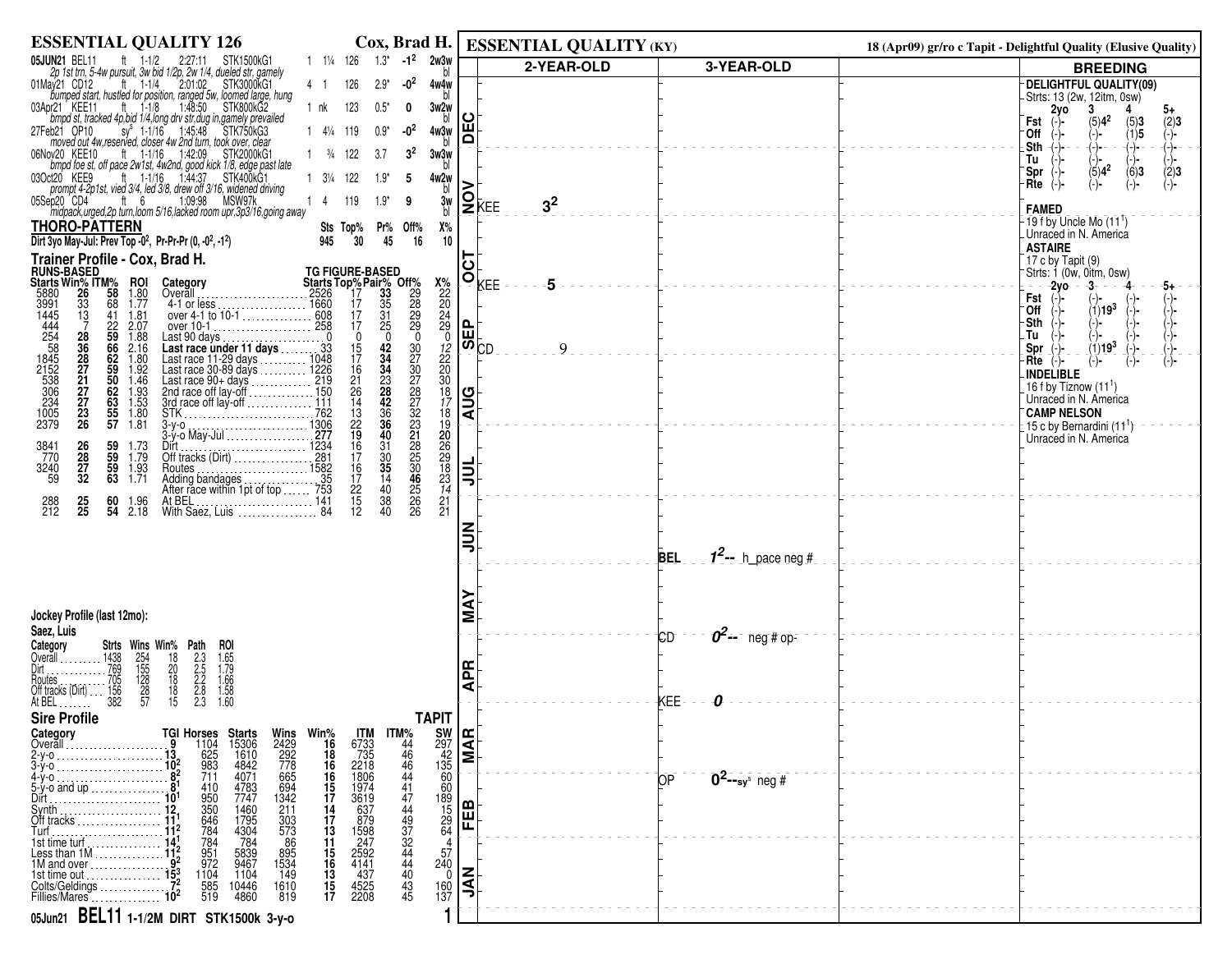## ESSENTIAL QUALITY 126 — Cox, Brad H.

05JUN21 BEL11 ft 1-1/2 2:27:11 STK1500kG1 1 1¼ 126 1.3* -1[2] 2w3w bl
*2p 1st trn, 5-4w pursuit, 3w bid 1/2p, 2w 1/4, dueled str, gamely*

01May21 CD12 ft 1-1/4 2:01:02 STK3000kG1 4 1 126 2.9* -0[2] 4w4w bl
*bumped start, hustled for position, ranged 5w, loomed large, hung*

03Apr21 KEE11 ft 1-1/8 1:48:50 STK800kG2 1 nk 123 0.5* 0 3w2w bl
*bmpd st, tracked 4p,bid 1/4,long drv str,dug in,gamely prevailed*

27Feb21 OP10 sy[s] 1-1/16 1:45:48 STK750kG3 1 4¼ 119 0.9* -0[2] 4w3w bl
*moved out 4w,reserved, closer 4w 2nd turn, took over, clear*

06Nov20 KEE10 ft 1-1/16 1:42:09 STK2000kG1 1 ¾ 122 3.7 3[2] 3w3w bl
*bmpd foe st, off pace 2w1st, 4w2nd, good kick 1/8, edge past late*

03Oct20 KEE9 ft 1-1/16 1:44:37 STK400kG1 1 3¼ 122 1.9* 5 4w2w bl
*prompt 4-2p1st, vied 3/4, led 3/8, drew off 3/16, widened driving*

05Sep20 CD4 ft 6 1:09:98 MSW97k 1 4 119 1.9* 9 3w bl
*midpack,urged,2p turn,loom 5/16,lacked room upr,3p3/16,going away*

### THORO-PATTERN

| | Sts | Top% | Pr% | Off% | X% |
|---|---|---|---|---|---|
| Dirt 3yo May-Jul: Prev Top -0[2], Pr-Pr-Pr (0, -0[2], -1[2]) | 945 | 30 | 45 | 16 | 10 |

### Trainer Profile - Cox, Brad H.

| Starts | Win% | ITM% | ROI | Category | Starts | Top% | Pair% | Off% | X% |
|---|---|---|---|---|---|---|---|---|---|
| | | | | | **TG FIGURE-BASED** | | | | |
| 5880 | 26 | 58 | 1.80 | Overall | 2526 | 17 | 33 | 29 | 22 |
| 3991 | 33 | 68 | 1.77 | 4-1 or less | 1660 | 17 | 35 | 28 | 20 |
| 1445 | 13 | 41 | 1.81 | over 4-1 to 10-1 | 608 | 17 | 31 | 29 | 24 |
| 444 | 7 | 22 | 2.07 | over 10-1 | 258 | 17 | 25 | 29 | 29 |
| 254 | 28 | 59 | 1.88 | Last 90 days | 0 | 0 | 0 | 0 | 0 |
| 58 | 36 | 66 | 2.16 | **Last race under 11 days** | 33 | 15 | 42 | 30 | 12 |
| 1845 | 28 | 62 | 1.80 | Last race 11-29 days | 1048 | 17 | 34 | 27 | 22 |
| 2152 | 27 | 59 | 1.92 | Last race 30-89 days | 1226 | 16 | 34 | 30 | 20 |
| 538 | 21 | 50 | 1.46 | Last race 90+ days | 219 | 21 | 23 | 27 | 30 |
| 306 | 27 | 62 | 1.93 | 2nd race off lay-off | 150 | 26 | 28 | 28 | 18 |
| 234 | 27 | 63 | 1.53 | 3rd race off lay-off | 111 | 14 | 42 | 27 | 17 |
| 1005 | 23 | 55 | 1.80 | STK | 762 | 13 | 36 | 32 | 18 |
| 2379 | 26 | 57 | 1.81 | 3-y-o | 1306 | 22 | 36 | 23 | 19 |
| | | | | 3-y-o May-Jul | 277 | 19 | 40 | 21 | 20 |
| 3841 | 26 | 59 | 1.73 | Dirt | 1234 | 16 | 31 | 28 | 26 |
| 770 | 28 | 59 | 1.79 | Off tracks (Dirt) | 281 | 17 | 30 | 25 | 29 |
| 3240 | 27 | 59 | 1.93 | Routes | 1582 | 16 | 35 | 30 | 18 |
| 59 | 32 | 63 | 1.71 | Adding bandages | 35 | 17 | 14 | 46 | 23 |
| | | | | After race within 1pt of top | 753 | 22 | 40 | 25 | 14 |
| 288 | 25 | 60 | 1.96 | At BEL | 141 | 15 | 38 | 26 | 21 |
| 212 | 25 | 54 | 2.18 | With Saez, Luis | 84 | 12 | 40 | 26 | 21 |

### Jockey Profile (last 12mo):

Saez, Luis

| Category | Strts | Wins | Win% | Path | ROI |
|---|---|---|---|---|---|
| Overall | 1438 | 254 | 18 | 2.3 | 1.65 |
| Dirt | 769 | 155 | 20 | 2.5 | 1.79 |
| Routes | 705 | 128 | 18 | 2.2 | 1.66 |
| Off tracks (Dirt) | 156 | 28 | 18 | 2.8 | 1.58 |
| At BEL | 382 | 57 | 15 | 2.3 | 1.60 |

### Sire Profile — TAPIT

| Category | TGI | Horses | Starts | Wins | Win% | ITM | ITM% | SW |
|---|---|---|---|---|---|---|---|---|
| Overall | 9 | 1104 | 15306 | 2429 | 16 | 6733 | 44 | 297 |
| 2-y-o | 13 | 625 | 1610 | 292 | 18 | 735 | 46 | 42 |
| 3-y-o | 10[2] | 983 | 4842 | 778 | 16 | 2218 | 46 | 135 |
| 4-y-o | 8[2] | 711 | 4071 | 665 | 16 | 1806 | 44 | 60 |
| 5-y-o and up | 8[1] | 410 | 4783 | 694 | 15 | 1974 | 41 | 60 |
| Dirt | 10[1] | 950 | 7747 | 1342 | 17 | 3619 | 47 | 189 |
| Synth | 12 | 350 | 1460 | 211 | 14 | 637 | 44 | 15 |
| Off tracks | 11[1] | 646 | 1795 | 303 | 17 | 879 | 49 | 29 |
| Turf | 11[2] | 784 | 4304 | 573 | 13 | 1598 | 37 | 64 |
| 1st time turf | 14[1] | 784 | 784 | 86 | 11 | 247 | 32 | 4 |
| Less than 1M | 11[2] | 951 | 5839 | 895 | 15 | 2592 | 44 | 57 |
| 1M and over | 9[2] | 972 | 9467 | 1534 | 16 | 4141 | 44 | 240 |
| 1st time out | 15[3] | 1104 | 1104 | 149 | 13 | 437 | 40 | 0 |
| Colts/Geldings | 7[2] | 585 | 10446 | 1610 | 15 | 4525 | 43 | 160 |
| Fillies/Mares | 10[2] | 519 | 4860 | 819 | 17 | 2208 | 45 | 137 |

**05Jun21 BEL11 1-1/2M DIRT STK1500k 3-y-o**

---

## ESSENTIAL QUALITY (KY)

18 (Apr09) gr/ro c Tapit - Delightful Quality (Elusive Quality)

| Month | 2-YEAR-OLD | 3-YEAR-OLD |
|---|---|---|
| DEC | | |
| NOV | KEE 3[2] | |
| OCT | KEE 5 | |
| SEP | CD 9 | |
| AUG | | |
| JUL | | |
| JUN | | BEL 1[2]-- h_pace neg # |
| MAY | | CD 0[2]-- neg # op- |
| APR | | KEE 0 |
| MAR | | |
| FEB | | OP 0[2]--sy[s] neg # |
| JAN | | |

### BREEDING

**DELIGHTFUL QUALITY(09)**
Strts: 13 (2w, 12itm, 0sw)

| | 2yo | 3 | 4 | 5+ |
|---|---|---|---|---|
| Fst | (-)- | (5)4[2] | (5)3 | (2)3 |
| Off | (-)- | (-)- | (1)5 | (-)- |
| Sth | (-)- | (-)- | (-)- | (-)- |
| Tu | (-)- | (-)- | (-)- | (-)- |
| Spr | (-)- | (5)4[2] | (6)3 | (2)3 |
| Rte | (-)- | (-)- | (-)- | (-)- |

**FAMED**
19 f by Uncle Mo (11[1])
Unraced in N. America

**ASTAIRE**
17 c by Tapit (9)
Strts: 1 (0w, 0itm, 0sw)

| | 2yo | 3 | 4 | 5+ |
|---|---|---|---|---|
| Fst | (-)- | (-)- | (-)- | (-)- |
| Off | (-)- | (1)19[3] | (-)- | (-)- |
| Sth | (-)- | (-)- | (-)- | (-)- |
| Tu | (-)- | (-)- | (-)- | (-)- |
| Spr | (-)- | (1)19[3] | (-)- | (-)- |
| Rte | (-)- | (-)- | (-)- | (-)- |

**INDELIBLE**
16 f by Tiznow (11[1])
Unraced in N. America

**CAMP NELSON**
15 c by Bernardini (11[1])
Unraced in N. America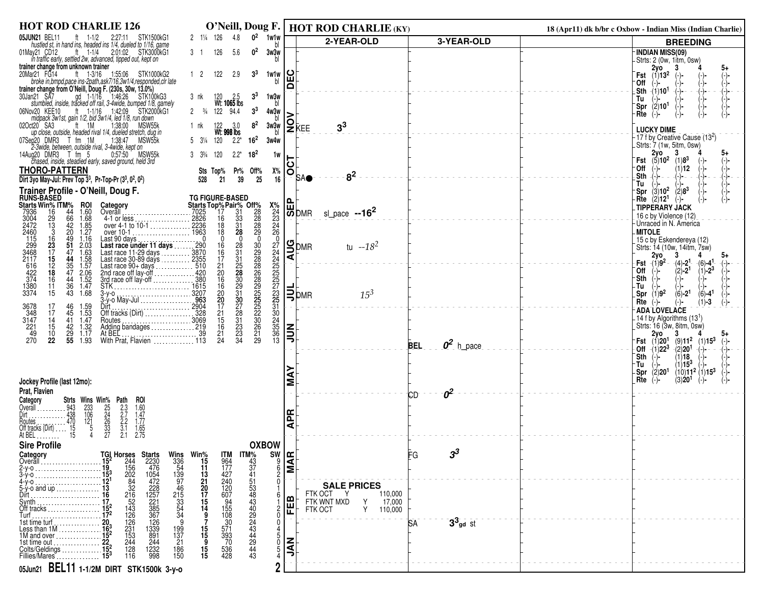# HOT ROD CHARLIE 126

**O'Neill, Doug F.**

| Date/Track | Surface | Dist | Time | Race | PP | Margin | Wt | Odds | Fig | Trip |
|---|---|---|---|---|---|---|---|---|---|---|
| 05JUN21 BEL11 | ft | 1-1/2 | 2:27:11 | STK1500kG1 | 2 | 1¼ | 126 | 4.8 | $0^2$ | 1w1w bl |
| *hustled st, in hand ins 1/4, headed ins 1/4, dueled to 1/16, game* | | | | | | | | | | |
| 01May21 CD12 | ft | 1-1/4 | 2:01:02 | STK3000kG1 | 3 | 1 | 126 | 5.6 | $0^2$ | 3w3w bl |
| *in traffic early, settled 2w, advanced, tipped out, kept on* | | | | | | | | | | |
| **trainer change from unknown trainer** | | | | | | | | | | |
| 20Mar21 FG14 | ft | 1-3/16 | 1:55:06 | STK1000kG2 | 1 | 2 | 122 | 2.9 | $3^3$ | 1w1w bl |
| *broke in,bmpd,pace ins-2path,ask7/16,3w1/4,responded,clr late* | | | | | | | | | | |
| **trainer change from O'Neill, Doug F. (230s, 30w, 13.0%)** | | | | | | | | | | |
| 30Jan21 SA7 | gd | 1-1/16 | 1:46:26 | STK100kG3 | 3 | nk | 120 Wt: 1065 lbs | 2.5 | $3^3$ | 1w3w bl |
| *stumbled, inside, tracked off rail, 3-4wide, bumped 1/8, gamely* | | | | | | | | | | |
| 06Nov20 KEE10 | ft | 1-1/16 | 1:42:09 | STK2000kG1 | 2 | ¾ | 122 | 94.4 | $3^3$ | 4w3w bl |
| *midpack 3w1st, gain 1/2, bid 3w1/4, led 1/8, run down* | | | | | | | | | | |
| 02Oct20 SA3 | ft | 1M | 1:38:00 | MSW55k | 1 | nk | 122 Wt: 998 lbs | 3.0 | $8^2$ | 3w3w bl |
| *up close, outside, headed rival 1/4, dueled stretch, dug in* | | | | | | | | | | |
| 07Sep20 DMR3 | T fm | 1M | 1:38:47 | MSW55k | 5 | 3¼ | 120 | 2.2* | $16^2$ | 3w4w |
| *2-3wide, between, outside rival, 3-4wide, kept on* | | | | | | | | | | |
| 14Aug20 DMR3 | T fm | 5 | 0:57:50 | MSW55k | 3 | 3¾ | 120 | 2.2* | $18^2$ | 1w |
| *chased, inside, steadied early, saved ground, held 3rd* | | | | | | | | | | |

## THORO-PATTERN

| | Sts | Top% | Pr% | Off% | X% |
|---|---|---|---|---|---|
| Dirt 3yo May-Jul: Prev Top $3^3$, Pr-Top-Pr ($3^3$, $0^2$, $0^2$) | 528 | 21 | 39 | 25 | 16 |

## Trainer Profile - O'Neill, Doug F.

| Starts | Win% | ITM% | ROI | Category | Starts | Top% | Pair% | Off% | X% |
|---|---|---|---|---|---|---|---|---|---|
| | | **RUNS-BASED** | | | | **TG FIGURE-BASED** | | | |
| 7936 | 16 | 44 | 1.60 | Overall | 7025 | 17 | 31 | 28 | 24 |
| 3004 | 29 | 66 | 1.68 | 4-1 or less | 2826 | 16 | 33 | 28 | 23 |
| 2472 | 13 | 42 | 1.85 | over 4-1 to 10-1 | 2236 | 18 | 31 | 28 | 24 |
| 2460 | 3 | 20 | 1.27 | over 10-1 | 1963 | 18 | **28** | 29 | 26 |
| 115 | 16 | 49 | 1.16 | Last 90 days | 0 | 0 | 0 | 0 | 0 |
| 299 | **23** | **51** | **2.03** | **Last race under 11 days** | 290 | 16 | 28 | 30 | 27 |
| 3468 | 17 | 47 | 1.63 | Last race 11-29 days | 3870 | 16 | 31 | 29 | 24 |
| 2117 | **15** | **44** | 1.58 | Last race 30-89 days | 2355 | 17 | 31 | 28 | 24 |
| 616 | 12 | 35 | 1.57 | Last race 90+ days | 510 | 21 | 25 | 28 | 25 |
| 422 | **18** | 47 | 2.06 | 2nd race off lay-off | 420 | 20 | **28** | 26 | 25 |
| 374 | 16 | 44 | 1.52 | 3rd race off lay-off | 380 | 16 | 30 | 28 | 25 |
| 1380 | 11 | 36 | 1.47 | STK | 1615 | 16 | 29 | 29 | 27 |
| 3374 | 15 | 43 | 1.68 | 3-y-o | 3207 | 20 | 31 | 25 | 23 |
| | | | | 3-y-o May-Jul | 963 | **20** | **30** | **25** | **25** |
| 3678 | 17 | 46 | 1.59 | Dirt | 2904 | 17 | 27 | 25 | 31 |
| 348 | 17 | 45 | 1.53 | Off tracks (Dirt) | 328 | 21 | 28 | 22 | 30 |
| 3147 | 14 | 41 | 1.47 | Routes | 3069 | 15 | 31 | 30 | 24 |
| 221 | 15 | 42 | 1.32 | Adding bandages | 219 | 16 | 23 | 26 | 35 |
| 49 | 10 | 29 | 1.17 | At BEL | 39 | 21 | 23 | 21 | 36 |
| 270 | **22** | **55** | **1.93** | With Prat, Flavien | 113 | 24 | 34 | 29 | 13 |

## Jockey Profile (last 12mo):

**Prat, Flavien**

| Category | Strts | Wins | Win% | Path | ROI |
|---|---|---|---|---|---|
| Overall | 943 | 233 | 25 | 2.3 | 1.60 |
| Dirt | 438 | 106 | 24 | 2.7 | 1.47 |
| Routes | 470 | 121 | 26 | 2.2 | 1.77 |
| Off tracks (Dirt) | 15 | 5 | 33 | 3.1 | 1.65 |
| At BEL | 15 | 4 | 27 | 2.1 | 2.75 |

## Sire Profile

**OXBOW**

| Category | TGI | Horses | Starts | Wins | Win% | ITM | ITM% | SW |
|---|---|---|---|---|---|---|---|---|
| Overall | $15^2$ | 244 | 2230 | 336 | 15 | 964 | 43 | 9 |
| 2-y-o | 19 | 156 | 476 | 54 | 11 | 177 | 37 | 6 |
| 3-y-o | $15^3$ | 202 | 1054 | 139 | 13 | 427 | 41 | 2 |
| 4-y-o | $12^1$ | 84 | 472 | 97 | 21 | 240 | 51 | 0 |
| 5-y-o and up | 13 | 32 | 228 | 46 | 20 | 120 | 53 | 1 |
| Dirt | 16 | 216 | 1257 | 215 | 17 | 607 | 48 | 6 |
| Synth | 17 | 52 | 221 | 33 | 15 | 94 | 43 | 1 |
| Off tracks | $15^2$ | 143 | 385 | 54 | 14 | 155 | 40 | 2 |
| Turf | $17^2$ | 126 | 367 | 34 | 9 | 108 | 29 | 0 |
| 1st time turf | 20 | 126 | 126 | 9 | 7 | 30 | 24 | 0 |
| Less than 1M | $16^3$ | 231 | 1339 | 199 | 15 | 571 | 43 | 4 |
| 1M and over | $15^2$ | 153 | 891 | 137 | 15 | 393 | 44 | 5 |
| 1st time out | 22 | 244 | 244 | 21 | 9 | 70 | 29 | 0 |
| Colts/Geldings | $15^2$ | 128 | 1232 | 186 | 15 | 536 | 44 | 5 |
| Fillies/Mares | $15^3$ | 116 | 998 | 150 | 15 | 428 | 43 | 4 |

**05Jun21 BEL11 1-1/2M DIRT STK1500k 3-y-o** — 2

---

# HOT ROD CHARLIE (KY)

18 (Apr11) dk b/br c Oxbow - Indian Miss (Indian Charlie)

| Month | 2-YEAR-OLD | 3-YEAR-OLD |
|---|---|---|
| DEC | | |
| NOV | KEE $3^3$ | |
| OCT | SA● $8^2$ | |
| SEP | DMR sl_pace --$16^2$ | |
| AUG | DMR tu --$18^2$ | |
| JUL | DMR $15^3$ | |
| JUN | | BEL $0^2$ h_pace |
| MAY | | CD $0^2$ |
| APR | | |
| MAR | | FG $3^3$ |
| FEB | | |
| JAN | | SA $3^3$ gd st |

### SALE PRICES

| Sale | | Price |
|---|---|---|
| FTK OCT | Y | 110,000 |
| FTK WNT MXD | Y | 17,000 |
| FTK OCT | Y | 110,000 |

## BREEDING

**INDIAN MISS(09)**
Strts: 2 (0w, 1itm, 0sw)

| | 2yo | 3 | 4 | 5+ |
|---|---|---|---|---|
| Fst | (1)$13^2$ | (-)- | (-)- | (-)- |
| Off | (-)- | (-)- | (-)- | (-)- |
| Sth | (1)$10^1$ | (-)- | (-)- | (-)- |
| Tu | (-)- | (-)- | (-)- | (-)- |
| Spr | (2)$10^1$ | (-)- | (-)- | (-)- |
| Rte | (-)- | (-)- | (-)- | (-)- |

**LUCKY DIME**
17 f by Creative Cause ($13^2$)
Strts: 7 (1w, 5itm, 0sw)

| | 2yo | 3 | 4 | 5+ |
|---|---|---|---|---|
| Fst | (5)$10^2$ | (1)$8^3$ | (-)- | (-)- |
| Off | (-)- | (1)12 | (-)- | (-)- |
| Sth | (-)- | (-)- | (-)- | (-)- |
| Tu | (-)- | (-)- | (-)- | (-)- |
| Spr | (3)$10^2$ | (2)$8^3$ | (-)- | (-)- |
| Rte | (2)$12^1$ | (-)- | (-)- | (-)- |

**TIPPERARY JACK**
16 c by Violence (12)
Unraced in N. America

**MITOLE**
15 c by Eskendereya (12)
Strts: 14 (10w, 14itm, 7sw)

| | 2yo | 3 | 4 | 5+ |
|---|---|---|---|---|
| Fst | (1)$9^2$ | (4)-$2^1$ | (6)-$4^1$ | (-)- |
| Off | (-)- | (2)-$2^1$ | (1)-$2^3$ | (-)- |
| Sth | (-)- | (-)- | (-)- | (-)- |
| Tu | (-)- | (-)- | (-)- | (-)- |
| Spr | (1)$9^2$ | (6)-$2^1$ | (6)-$4^1$ | (-)- |
| Rte | (-)- | (-)- | (1)-3 | (-)- |

**ADA LOVELACE**
14 f by Algorithms ($13^1$)
Strts: 16 (3w, 8itm, 0sw)

| | 2yo | 3 | 4 | 5+ |
|---|---|---|---|---|
| Fst | (1)$20^1$ | (9)$11^2$ | (1)$15^3$ | (-)- |
| Off | (1)$22^3$ | (2)$20^1$ | (-)- | (-)- |
| Sth | (-)- | (1)18 | (-)- | (-)- |
| Tu | (-)- | (1)$15^3$ | (-)- | (-)- |
| Spr | (2)$20^1$ | (10)$11^2$ | (1)$15^3$ | (-)- |
| Rte | (-)- | (3)$20^1$ | (-)- | (-)- |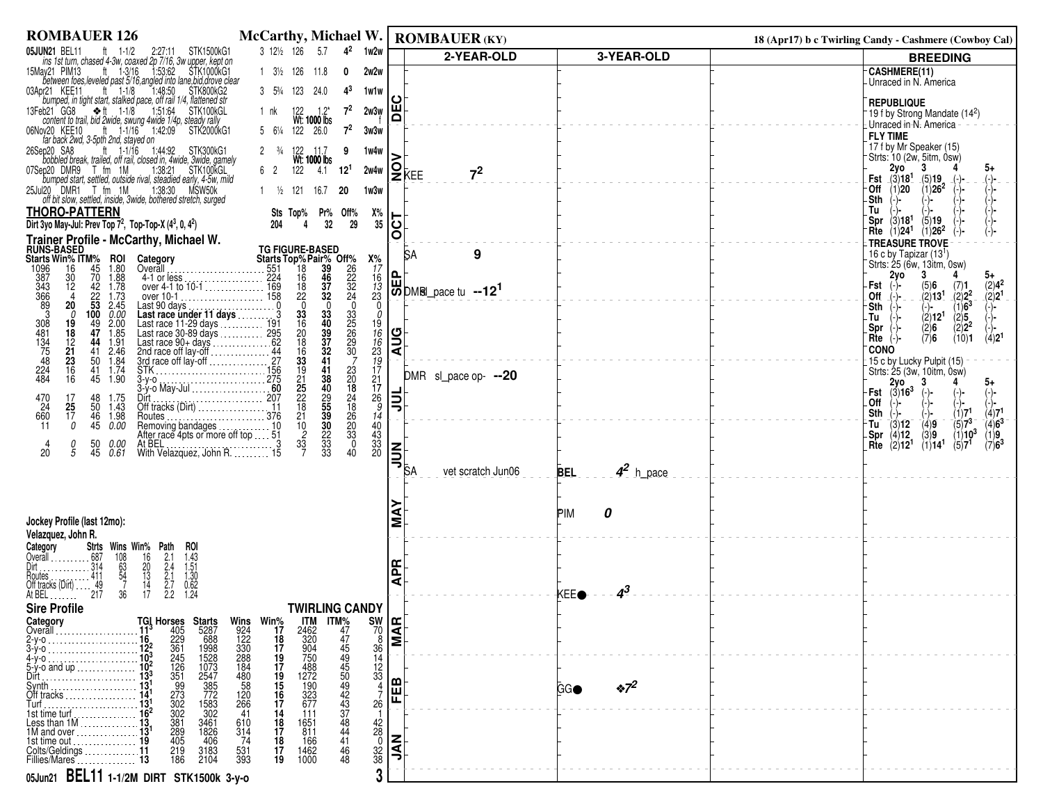# ROMBAUER 126 — McCarthy, Michael W.

| Date/Track | Surf | Dist | Time | Class | Pos | Margin | Wt | Odds | TG | Trip |
|---|---|---|---|---|---|---|---|---|---|---|
| 05JUN21 BEL11 | ft | 1-1/2 | 2:27:11 | STK1500kG1 | 3 | 12½ | 126 | 5.7 | $4^2$ | 1w2w |
| *ins 1st turn, chased 4-3w, coaxed 2p 7/16, 3w upper, kept on* | | | | | | | | | | |
| 15May21 PIM13 | ft | 1-3/16 | 1:53:62 | STK1000kG1 | 1 | 3½ | 126 | 11.8 | 0 | 2w2w |
| *between foes,leveled past 5/16,angled into lane,bid,drove clear* | | | | | | | | | | |
| 03Apr21 KEE11 | ft | 1-1/8 | 1:48:50 | STK800kG2 | 3 | 5¾ | 123 | 24.0 | $4^3$ | 1w1w |
| *bumped, in tight start, stalked pace, off rail 1/4, flattened str* | | | | | | | | | | |
| 13Feb21 GG8 | ❖ft | 1-1/8 | 1:51:64 | STK100kGL | 1 | nk | 122 Wt: 1000 lbs | 1.2* | $7^2$ | 2w3w f |
| *content to trail, bid 2wide, swung 4wide 1/4p, steady rally* | | | | | | | | | | |
| 06Nov20 KEE10 | ft | 1-1/16 | 1:42:09 | STK2000kG1 | 5 | 6¼ | 122 | 26.0 | $7^2$ | 3w3w |
| *far back 2wd, 3-5pth 2nd, stayed on* | | | | | | | | | | |
| 26Sep20 SA8 | ft | 1-1/16 | 1:44:92 | STK300kG1 | 2 | ¾ | 122 Wt: 1000 lbs | 11.7 | 9 | 1w4w |
| *bobbled break, trailed, off rail, closed in, 4wide, 3wide, gamely* | | | | | | | | | | |
| 07Sep20 DMR9 | T fm | 1M | 1:38:21 | STK100kGL | 6 | 2 | 122 | 4.1 | $12^1$ | 2w4w |
| *bumped start, settled, outside rival, steadied early, 4-5w, mild* | | | | | | | | | | |
| 25Jul20 DMR1 | T fm | 1M | 1:38:30 | MSW50k | 1 | ½ | 121 | 16.7 | 20 | 1w3w |
| *off bit slow, settled, inside, 3wide, bothered stretch, surged* | | | | | | | | | | |

## THORO-PATTERN

| | Sts | Top% | Pr% | Off% | X% |
|---|---|---|---|---|---|
| Dirt 3yo May-Jul: Prev Top $7^2$, Top-Top-X ($4^3$, 0, $4^2$) | 204 | 4 | 32 | 29 | 35 |

## Trainer Profile - McCarthy, Michael W.

| Starts (Runs-Based) | Win% | ITM% | ROI | Category | Starts (TG Figure-Based) | Top% | Pair% | Off% | X% |
|---|---|---|---|---|---|---|---|---|---|
| 1096 | 16 | 45 | 1.80 | Overall | 551 | 18 | 39 | 26 | 17 |
| 387 | 30 | 70 | 1.88 | 4-1 or less | 224 | 16 | 46 | 22 | 16 |
| 343 | 12 | 42 | 1.78 | over 4-1 to 10-1 | 169 | 18 | 37 | 32 | 13 |
| 366 | 4 | 22 | 1.73 | over 10-1 | 158 | 22 | 32 | 24 | 23 |
| 89 | **20** | **53** | 2.45 | Last 90 days | 0 | 0 | 0 | 0 | 0 |
| 3 | *0* | **100** | *0.00* | **Last race under 11 days** | 3 | **33** | 33 | 33 | *0* |
| 308 | **19** | 49 | 2.00 | Last race 11-29 days | 191 | 16 | **40** | 25 | 19 |
| 481 | **18** | 47 | 1.85 | Last race 30-89 days | 295 | 20 | **39** | 26 | *16* |
| 134 | 12 | **44** | 1.91 | Last race 90+ days | 62 | 18 | **37** | 29 | *16* |
| 75 | **21** | 41 | 2.46 | 2nd race off lay-off | 44 | 16 | **32** | 30 | 23 |
| 48 | **23** | 50 | 1.84 | 3rd race off lay-off | 27 | **33** | **41** | *7* | *19* |
| 224 | 16 | 41 | 1.74 | STK | 156 | 19 | **41** | 23 | 17 |
| 484 | 16 | 45 | 1.90 | 3-y-o | 275 | 21 | **38** | 20 | 21 |
| | | | | 3-y-o May-Jul | 60 | **25** | **40** | 18 | 17 |
| 470 | 17 | 48 | 1.75 | Dirt | 207 | 22 | 29 | 24 | 26 |
| 24 | **25** | 50 | 1.43 | Off tracks (Dirt) | 11 | 18 | **55** | 18 | *9* |
| 660 | 17 | 46 | 1.98 | Routes | 376 | 21 | **39** | 26 | *14* |
| 11 | *0* | 45 | *0.00* | Removing bandages | 10 | 10 | **30** | 20 | 40 |
| | | | | After race 4pts or more off top | 51 | *2* | 22 | 33 | 43 |
| 4 | *0* | 50 | *0.00* | At BEL | 3 | 33 | 33 | 0 | 33 |
| 20 | *5* | 45 | *0.61* | With Velazquez, John R. | 15 | 7 | 33 | 40 | 20 |

## Jockey Profile (last 12mo):

**Velazquez, John R.**

| Category | Strts | Wins | Win% | Path | ROI |
|---|---|---|---|---|---|
| Overall | 687 | 108 | 16 | 2.1 | 1.43 |
| Dirt | 314 | 63 | 20 | 2.4 | 1.51 |
| Routes | 411 | 54 | 13 | 2.1 | 1.30 |
| Off tracks (Dirt) | 49 | 7 | 14 | 2.7 | 0.62 |
| At BEL | 217 | 36 | 17 | 2.2 | 1.24 |

## Sire Profile — TWIRLING CANDY

| Category | TGI | Horses | Starts | Wins | Win% | ITM | ITM% | SW |
|---|---|---|---|---|---|---|---|---|
| Overall | $11^3$ | 405 | 5287 | 924 | 17 | 2462 | 47 | 70 |
| 2-y-o | 16 | 229 | 688 | 122 | 18 | 320 | 47 | 8 |
| 3-y-o | $12^2$ | 361 | 1998 | 330 | 17 | 904 | 45 | 36 |
| 4-y-o | $10^3$ | 245 | 1528 | 288 | 19 | 750 | 49 | 14 |
| 5-y-o and up | $10^2$ | 126 | 1073 | 184 | 17 | 488 | 45 | 12 |
| Dirt | $13^3$ | 351 | 2547 | 480 | 19 | 1272 | 50 | 33 |
| Synth | $13^1$ | 99 | 385 | 58 | 15 | 190 | 49 | 4 |
| Off tracks | $14^1$ | 273 | 772 | 120 | 16 | 323 | 42 | 7 |
| Turf | $13^1$ | 302 | 1583 | 266 | 17 | 677 | 43 | 26 |
| 1st time turf | $16^2$ | 302 | 302 | 41 | 14 | 111 | 37 | 1 |
| Less than 1M | 13 | 381 | 3461 | 610 | 18 | 1651 | 48 | 42 |
| 1M and over | $13^1$ | 289 | 1826 | 314 | 17 | 811 | 44 | 28 |
| 1st time out | 19 | 405 | 406 | 74 | 18 | 166 | 41 | 0 |
| Colts/Geldings | 11 | 219 | 3183 | 531 | 17 | 1462 | 46 | 32 |
| Fillies/Mares | 13 | 186 | 2104 | 393 | 19 | 1000 | 48 | 38 |

**05Jun21 BEL11 1-1/2M DIRT STK1500k 3-y-o**

# ROMBAUER (KY)

18 (Apr17) b c Twirling Candy - Cashmere (Cowboy Cal)

| Month | 2-YEAR-OLD | 3-YEAR-OLD |
|---|---|---|
| DEC | | |
| NOV | KEE $7^2$ | |
| OCT | | |
| SEP | SA 9; DMR sl_pace tu --$12^1$ | |
| AUG | | |
| JUL | DMR sl_pace op- --20 | |
| JUN | SA vet scratch Jun06 | BEL $4^2$ h_pace |
| MAY | | PIM 0 |
| APR | | KEE● $4^3$ |
| MAR | | |
| FEB | | GG● ❖$7^2$ |
| JAN | | |

## BREEDING

**CASHMERE(11)**
Unraced in N. America

**REPUBLIQUE**
19 f by Strong Mandate ($14^2$)
Unraced in N. America

**FLY TIME**
17 f by Mr Speaker (15)
Strts: 10 (2w, 5itm, 0sw)

| | 2yo | 3 | 4 | 5+ |
|---|---|---|---|---|
| Fst | (3)$18^1$ | (5)19 | (-)- | (-)- |
| Off | (1)20 | (1)$26^2$ | (-)- | (-)- |
| Sth | (-)- | (-)- | (-)- | (-)- |
| Tu | (-)- | (-)- | (-)- | (-)- |
| Spr | (3)$18^1$ | (5)19 | (-)- | (-)- |
| Rte | (1)$24^1$ | (1)$26^2$ | (-)- | (-)- |

**TREASURE TROVE**
16 c by Tapizar ($13^1$)
Strts: 25 (6w, 13itm, 0sw)

| | 2yo | 3 | 4 | 5+ |
|---|---|---|---|---|
| Fst | (-)- | (5)6 | (7)1 | (2)$4^2$ |
| Off | (-)- | (2)$13^1$ | (2)$2^2$ | (2)$2^1$ |
| Sth | (-)- | (-)- | (1)$6^3$ | (-)- |
| Tu | (-)- | (2)$12^1$ | (2)5 | (-)- |
| Spr | (-)- | (2)6 | (2)$2^2$ | (-)- |
| Rte | (-)- | (7)6 | (10)1 | (4)$2^1$ |

**CONO**
15 c by Lucky Pulpit (15)
Strts: 25 (3w, 10itm, 0sw)

| | 2yo | 3 | 4 | 5+ |
|---|---|---|---|---|
| Fst | (3)$16^3$ | (-)- | (-)- | (-)- |
| Off | (-)- | (-)- | (-)- | (-)- |
| Sth | (-)- | (-)- | (1)$7^1$ | (4)$7^1$ |
| Tu | (3)12 | (4)9 | (5)$7^3$ | (4)$6^3$ |
| Spr | (4)12 | (3)9 | (1)$10^3$ | (1)9 |
| Rte | (2)$12^1$ | (1)$14^1$ | (5)$7^1$ | (7)$6^3$ |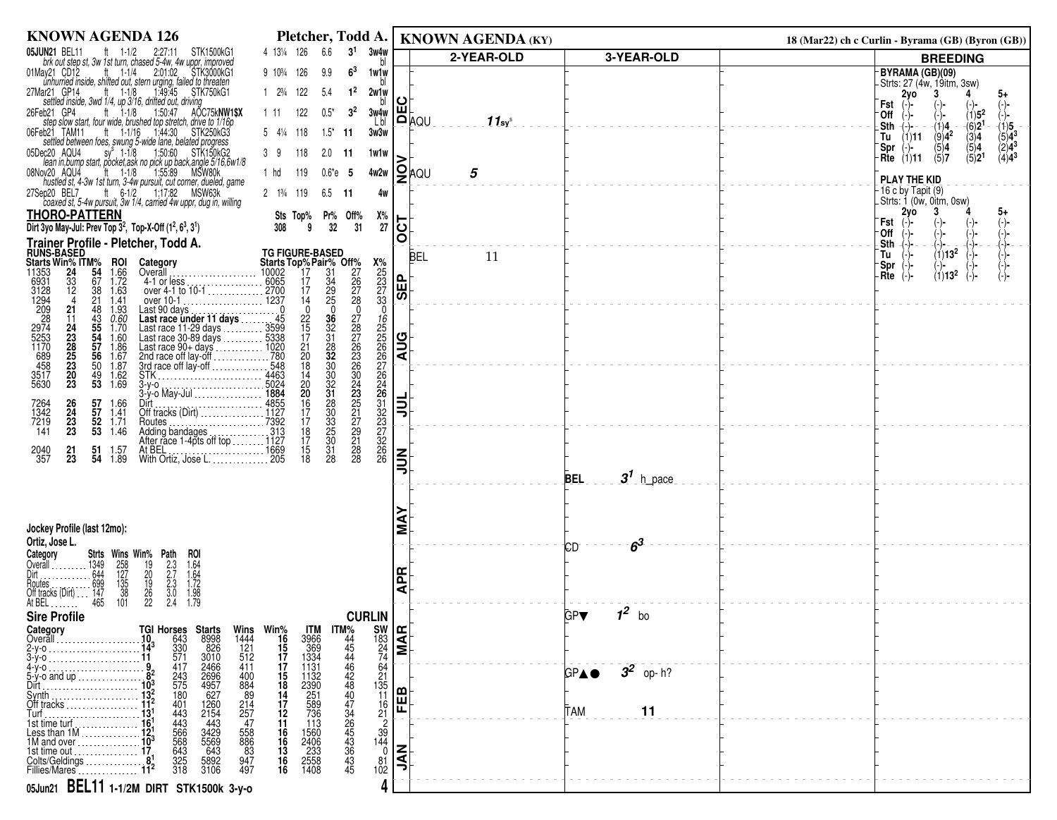# KNOWN AGENDA 126 — Pletcher, Todd A.

| Date | Track | Cond | Dist | Time | Race | PP | Lngth | Wt | Odds | Fin | Path |
|---|---|---|---|---|---|---|---|---|---|---|---|
| 05JUN21 | BEL11 | ft | 1-1/2 | 2:27:11 | STK1500kG1 | 4 | 13¼ | 126 | 6.6 | $3^1$ | 3w4w bl |
| *brk out step st, 3w 1st turn, chased 5-4w, 4w uppr, improved* | | | | | | | | | | | |
| 01May21 | CD12 | ft | 1-1/4 | 2:01:02 | STK3000kG1 | 9 | 10¾ | 126 | 9.9 | $6^3$ | 1w1w bl |
| *unhurried inside, shifted out, stern urging, failed to threaten* | | | | | | | | | | | |
| 27Mar21 | GP14 | ft | 1-1/8 | 1:49:45 | STK750kG1 | 1 | 2¾ | 122 | 5.4 | $1^2$ | 2w1w bl |
| *settled inside, 3wd 1/4, up 3/16, drifted out, driving* | | | | | | | | | | | |
| 26Feb21 | GP4 | ft | 1-1/8 | 1:50:47 | AOC75kNW1$X | 1 | 11 | 122 | 0.5* | $3^2$ | 3w4w L bl |
| *step slow start, four wide, brushed top stretch, drive to 1/16p* | | | | | | | | | | | |
| 06Feb21 | TAM11 | ft | 1-1/16 | 1:44:30 | STK250kG3 | 5 | 4¼ | 118 | 1.5* | 11 | 3w3w |
| *settled between foes, swung 5-wide lane, belated progress* | | | | | | | | | | | |
| 05Dec20 | AQU4 | sy$^s$ | 1-1/8 | 1:50:60 | STK150kG2 | 3 | 9 | 118 | 2.0 | 11 | 1w1w |
| *lean in,bump start, pocket,ask no pick up back,angle 5/16,6w1/8* | | | | | | | | | | | |
| 08Nov20 | AQU4 | ft | 1-1/8 | 1:55:89 | MSW80k | 1 | hd | 119 | 0.6*e | 5 | 4w2w |
| *hustled st, 4-3w 1st turn, 3-4w pursuit, cut corner, dueled, game* | | | | | | | | | | | |
| 27Sep20 | BEL7 | ft | 6-1/2 | 1:17:82 | MSW63k | 2 | 1¾ | 119 | 6.5 | 11 | 4w |
| *coaxed st, 5-4w pursuit, 3w 1/4, carried 4w uppr, dug in, willing* | | | | | | | | | | | |

## THORO-PATTERN

| | Sts | Top% | Pr% | Off% | X% |
|---|---|---|---|---|---|
| Dirt 3yo May-Jul: Prev Top $3^2$, Top-X-Off ($1^2$, $6^3$, $3^1$) | 308 | 9 | 32 | 31 | 27 |

## Trainer Profile - Pletcher, Todd A.

| Starts | Win% | ITM% | ROI | Category | Starts | Top% | Pair% | Off% | X% |
|---|---|---|---|---|---|---|---|---|---|
| | | RUNS-BASED | | | | TG FIGURE-BASED | | | |
| 11353 | 24 | 54 | 1.66 | Overall | 10002 | 17 | 31 | 27 | 25 |
| 6931 | 33 | 67 | 1.72 | 4-1 or less | 6065 | 17 | 34 | 26 | 23 |
| 3128 | 12 | 38 | 1.63 | over 4-1 to 10-1 | 2700 | 17 | 29 | 27 | 27 |
| 1294 | 4 | 21 | 1.41 | over 10-1 | 1237 | 14 | 25 | 28 | 33 |
| 209 | 21 | 48 | 1.93 | Last 90 days | 0 | 0 | 0 | 0 | 0 |
| 28 | 11 | 43 | 0.60 | **Last race under 11 days** | 45 | 22 | 36 | 27 | 16 |
| 2974 | 24 | 55 | 1.70 | Last race 11-29 days | 3599 | 15 | 32 | 28 | 25 |
| 5253 | 23 | 54 | 1.60 | Last race 30-89 days | 5338 | 17 | 31 | 27 | 25 |
| 1170 | 28 | 57 | 1.86 | Last race 90+ days | 1020 | 21 | 28 | 26 | 26 |
| 689 | 25 | 56 | 1.67 | 2nd race off lay-off | 780 | 20 | 32 | 23 | 26 |
| 458 | 23 | 50 | 1.87 | 3rd race off lay-off | 548 | 18 | 30 | 26 | 27 |
| 3517 | 20 | 49 | 1.62 | STK | 4463 | 14 | 30 | 30 | 26 |
| 5630 | 23 | 53 | 1.69 | 3-y-o | 5024 | 20 | 32 | 24 | 24 |
| | | | | 3-y-o May-Jul | 1884 | 20 | 31 | 23 | 26 |
| 7264 | 26 | 57 | 1.66 | Dirt | 4855 | 16 | 28 | 25 | 31 |
| 1342 | 24 | 57 | 1.41 | Off tracks (Dirt) | 1127 | 17 | 30 | 21 | 32 |
| 7219 | 23 | 52 | 1.71 | Routes | 7392 | 17 | 33 | 27 | 23 |
| 141 | 23 | 53 | 1.46 | Adding bandages | 313 | 18 | 25 | 29 | 27 |
| | | | | After race 1-4pts off top | 1127 | 17 | 30 | 21 | 32 |
| 2040 | 21 | 51 | 1.57 | At BEL | 1669 | 15 | 31 | 28 | 26 |
| 357 | 23 | 54 | 1.89 | With Ortiz, Jose L. | 205 | 18 | 28 | 28 | 26 |

## Jockey Profile (last 12mo):

**Ortiz, Jose L.**

| Category | Strts | Wins | Win% | Path | ROI |
|---|---|---|---|---|---|
| Overall | 1349 | 258 | 19 | 2.3 | 1.64 |
| Dirt | 644 | 127 | 20 | 2.7 | 1.64 |
| Routes | 699 | 135 | 19 | 2.3 | 1.72 |
| Off tracks (Dirt) | 147 | 38 | 26 | 3.0 | 1.98 |
| At BEL | 465 | 101 | 22 | 2.4 | 1.79 |

## Sire Profile — CURLIN

| Category | TGI | Horses | Starts | Wins | Win% | ITM | ITM% | SW |
|---|---|---|---|---|---|---|---|---|
| Overall | 10 | 643 | 8998 | 1444 | 16 | 3966 | 44 | 183 |
| 2-y-o | $14^3$ | 330 | 826 | 121 | 15 | 369 | 45 | 24 |
| 3-y-o | 11 | 571 | 3010 | 512 | 17 | 1334 | 44 | 74 |
| 4-y-o | 9 | 417 | 2466 | 411 | 17 | 1131 | 46 | 64 |
| 5-y-o and up | $8^2$ | 243 | 2696 | 400 | 15 | 1132 | 42 | 21 |
| Dirt | $10^3$ | 575 | 4957 | 884 | 18 | 2390 | 48 | 135 |
| Synth | $13^2$ | 180 | 627 | 89 | 14 | 251 | 40 | 11 |
| Off tracks | $11^2$ | 401 | 1260 | 214 | 17 | 589 | 47 | 16 |
| Turf | $13^1$ | 443 | 2154 | 257 | 12 | 736 | 34 | 21 |
| 1st time turf | $16^1$ | 443 | 443 | 47 | 11 | 113 | 26 | 2 |
| Less than 1M | $12^1$ | 566 | 3429 | 558 | 16 | 1560 | 45 | 39 |
| 1M and over | $10^3$ | 568 | 5569 | 886 | 16 | 2406 | 43 | 144 |
| 1st time out | 17 | 643 | 643 | 83 | 13 | 233 | 36 | 0 |
| Colts/Geldings | $8^1$ | 325 | 5892 | 947 | 16 | 2558 | 43 | 81 |
| Fillies/Mares | $11^2$ | 318 | 3106 | 497 | 16 | 1408 | 45 | 102 |

**05Jun21 BEL11 1-1/2M DIRT STK1500k 3-y-o**

# KNOWN AGENDA (KY)

18 (Mar22) ch c Curlin - Byrama (GB) (Byron (GB))

| Month | 2-YEAR-OLD | 3-YEAR-OLD |
|---|---|---|
| DEC | AQU $11_{sy^s}$ | |
| NOV | AQU 5 | |
| OCT | | |
| SEP | BEL 11 | |
| AUG | | |
| JUL | | |
| JUN | | BEL $3^1$ h_pace |
| MAY | | CD $6^3$ |
| APR | | |
| MAR | | GP▼ $1^2$ bo |
| FEB | | GP▲● $3^2$ op- h? ; TAM 11 |
| JAN | | |

## BREEDING

**BYRAMA (GB)(09)**
Strts: 27 (4w, 19itm, 3sw)

| | 2yo | 3 | 4 | 5+ |
|---|---|---|---|---|
| Fst | (-)- | (-)- | (-)- | (-)- |
| Off | (-)- | (-)- | (1)$5^2$ | (-)- |
| Sth | (-)- | (1)4 | (6)$2^1$ | (1)5 |
| Tu | (1)11 | (9)$4^2$ | (3)4 | (5)$4^3$ |
| Spr | (-)- | (5)4 | (5)4 | (2)$4^3$ |
| Rte | (1)11 | (5)7 | (5)$2^1$ | (4)$4^3$ |

**PLAY THE KID**
16 c by Tapit (9)
Strts: 1 (0w, 0itm, 0sw)

| | 2yo | 3 | 4 | 5+ |
|---|---|---|---|---|
| Fst | (-)- | (-)- | (-)- | (-)- |
| Off | (-)- | (-)- | (-)- | (-)- |
| Sth | (-)- | (-)- | (-)- | (-)- |
| Tu | (-)- | (1)$13^2$ | (-)- | (-)- |
| Spr | (-)- | (-)- | (-)- | (-)- |
| Rte | (-)- | (1)$13^2$ | (-)- | (-)- |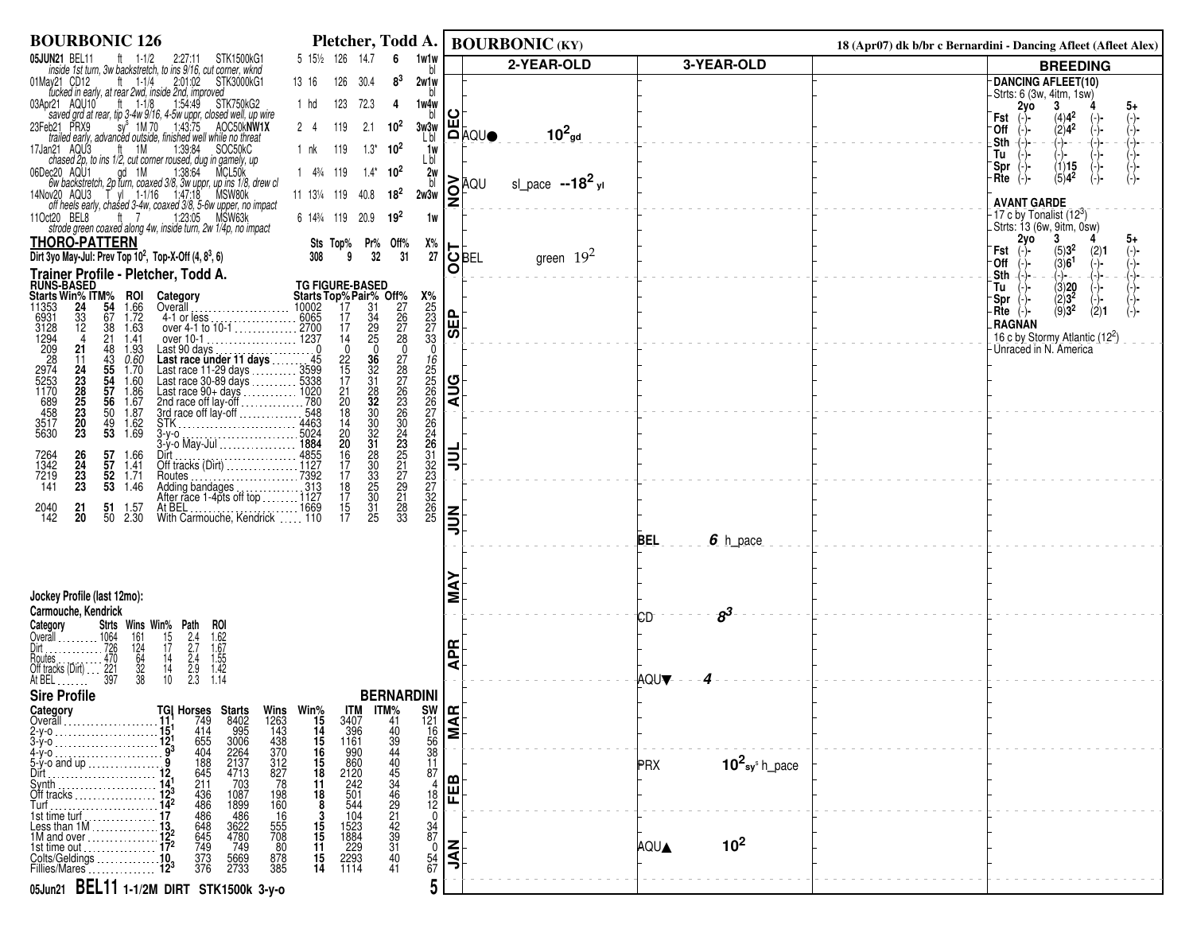# BOURBONIC 126

**Pletcher, Todd A.**

| Date/Track | Surface | Dist | Time | Race | PP | Beaten | Wt | Odds | Fig | Notes |
|---|---|---|---|---|---|---|---|---|---|---|
| 05JUN21 BEL11 | ft | 1-1/2 | 2:27:11 | STK1500kG1 | 5 | 15½ | 126 | 14.7 | 6 | 1w1w bl |
| 01May21 CD12 | ft | 1-1/4 | 2:01:02 | STK3000kG1 | 13 | 16 | 126 | 30.4 | $8^3$ | 2w1w bl |
| 03Apr21 AQU10 | ft | 1-1/8 | 1:54:49 | STK750kG2 | 1 | hd | 123 | 72.3 | 4 | 1w4w bl |
| 23Feb21 PRX9 | $sy^s$ | 1M 70 | 1:43:75 | AOC50kNW1X | 2 | 4 | 119 | 2.1 | $10^2$ | 3w3w L bl |
| 17Jan21 AQU3 | ft | 1M | 1:39:84 | SOC50kC | 1 | nk | 119 | 1.3* | $10^2$ | 1w L bl |
| 06Dec20 AQU1 | gd | 1M | 1:38:64 | MCL50k | 1 | 4¾ | 119 | 1.4* | $10^2$ | 2w bl |
| 14Nov20 AQU3 | T yl | 1-1/16 | 1:47:18 | MSW80k | 11 | 13¼ | 119 | 40.8 | $18^2$ | 2w3w |
| 11Oct20 BEL8 | ft | 7 | 1:23:05 | MSW63k | 6 | 14¾ | 119 | 20.9 | $19^2$ | 1w |

- 05JUN21: inside 1st turn, 3w backstretch, to ins 9/16, cut corner, wknd
- 01May21: tucked in early, at rear 2wd, inside 2nd, improved
- 03Apr21: saved grd at rear, tip 3-4w 9/16, 4-5w uppr, closed well, up wire
- 23Feb21: trailed early, advanced outside, finished well while no threat
- 17Jan21: chased 2p, to ins 1/2, cut corner roused, dug in gamely, up
- 06Dec20: 6w backstretch, 2p turn, coaxed 3/8, 3w uppr, up ins 1/8, drew cl
- 14Nov20: off heels early, chased 3-4w, coaxed 3/8, 5-6w upper, no impact
- 11Oct20: strode green coaxed along 4w, inside turn, 2w 1/4p, no impact

## THORO-PATTERN

| | Sts | Top% | Pr% | Off% | X% |
|---|---|---|---|---|---|
| Dirt 3yo May-Jul: Prev Top $10^2$, Top-X-Off (4, $8^3$, 6) | 308 | 9 | 32 | 31 | 27 |

## Trainer Profile - Pletcher, Todd A.

| Starts | Win% | ITM% | ROI | Category | Starts | Top% | Pair% | Off% | X% |
|---|---|---|---|---|---|---|---|---|---|
| | | | | **RUNS-BASED / TG FIGURE-BASED** | | | | | |
| 11353 | 24 | 54 | 1.66 | Overall | 10002 | 17 | 31 | 27 | 25 |
| 6931 | 33 | 67 | 1.72 | 4-1 or less | 6065 | 17 | 34 | 26 | 23 |
| 3128 | 12 | 38 | 1.63 | over 4-1 to 10-1 | 2700 | 17 | 29 | 27 | 27 |
| 1294 | 4 | 21 | 1.41 | over 10-1 | 1237 | 14 | 25 | 28 | 33 |
| 209 | 21 | 48 | 1.93 | Last 90 days | 0 | 0 | 0 | 0 | 0 |
| 28 | 11 | 43 | 0.60 | **Last race under 11 days** | 45 | 22 | 36 | 27 | 16 |
| 2974 | 24 | 55 | 1.70 | Last race 11-29 days | 3599 | 15 | 32 | 28 | 25 |
| 5253 | 23 | 54 | 1.60 | Last race 30-89 days | 5338 | 17 | 31 | 27 | 25 |
| 1170 | 28 | 57 | 1.86 | Last race 90+ days | 1020 | 21 | 28 | 26 | 26 |
| 689 | 25 | 56 | 1.67 | 2nd race off lay-off | 780 | 20 | 32 | 23 | 26 |
| 458 | 23 | 50 | 1.87 | 3rd race off lay-off | 548 | 18 | 30 | 26 | 27 |
| 3517 | 20 | 49 | 1.62 | STK | 4463 | 14 | 30 | 30 | 26 |
| 5630 | 23 | 53 | 1.69 | 3-y-o | 5024 | 20 | 32 | 24 | 24 |
| | | | | 3-y-o May-Jul | 1884 | 20 | 31 | 23 | 26 |
| 7264 | 26 | 57 | 1.66 | Dirt | 4855 | 16 | 28 | 25 | 31 |
| 1342 | 24 | 57 | 1.41 | Off tracks (Dirt) | 1127 | 17 | 30 | 21 | 32 |
| 7219 | 23 | 52 | 1.71 | Routes | 7392 | 17 | 33 | 27 | 23 |
| 141 | 23 | 53 | 1.46 | Adding bandages | 313 | 18 | 25 | 29 | 27 |
| | | | | After race 1-4pts off top | 1127 | 17 | 30 | 21 | 32 |
| 2040 | 21 | 51 | 1.57 | At BEL | 1669 | 15 | 31 | 28 | 26 |
| 142 | 20 | 50 | 2.30 | With Carmouche, Kendrick | 110 | 17 | 25 | 33 | 25 |

## Jockey Profile (last 12mo): Carmouche, Kendrick

| Category | Strts | Wins | Win% | Path | ROI |
|---|---|---|---|---|---|
| Overall | 1064 | 161 | 15 | 2.4 | 1.62 |
| Dirt | 726 | 124 | 17 | 2.7 | 1.67 |
| Routes | 470 | 64 | 14 | 2.4 | 1.55 |
| Off tracks (Dirt) | 221 | 32 | 14 | 2.9 | 1.42 |
| At BEL | 397 | 38 | 10 | 2.3 | 1.14 |

## Sire Profile — BERNARDINI

| Category | TG | Horses | Starts | Wins | Win% | ITM | ITM% | SW |
|---|---|---|---|---|---|---|---|---|
| Overall | $11^1$ | 749 | 8402 | 1263 | 15 | 3407 | 41 | 121 |
| 2-y-o | $15^1$ | 414 | 995 | 143 | 14 | 396 | 40 | 16 |
| 3-y-o | $12^1$ | 655 | 3006 | 438 | 15 | 1161 | 39 | 56 |
| 4-y-o | $9^3$ | 404 | 2264 | 370 | 16 | 990 | 44 | 38 |
| 5-y-o and up | 9 | 188 | 2137 | 312 | 15 | 860 | 40 | 11 |
| Dirt | 12 | 645 | 4713 | 827 | 18 | 2120 | 45 | 87 |
| Synth | $14^1$ | 211 | 703 | 78 | 11 | 242 | 34 | 4 |
| Off tracks | $12^3$ | 436 | 1087 | 198 | 18 | 501 | 46 | 18 |
| Turf | $14^2$ | 486 | 1899 | 160 | 8 | 544 | 29 | 12 |
| 1st time turf | 17 | 486 | 486 | 16 | 3 | 104 | 21 | 0 |
| Less than 1M | $13$ | 648 | 3622 | 555 | 15 | 1523 | 42 | 34 |
| 1M and over | $12^2$ | 645 | 4780 | 708 | 15 | 1884 | 39 | 87 |
| 1st time out | $17^2$ | 749 | 749 | 80 | 11 | 229 | 31 | 0 |
| Colts/Geldings | 10 | 373 | 5669 | 878 | 15 | 2293 | 40 | 54 |
| Fillies/Mares | $12^3$ | 376 | 2733 | 385 | 14 | 1114 | 41 | 67 |

**05Jun21 BEL11 1-1/2M DIRT STK1500k 3-y-o**

# BOURBONIC (KY)

18 (Apr07) dk b/br c Bernardini - Dancing Afleet (Afleet Alex)

| Month | 2-YEAR-OLD | 3-YEAR-OLD |
|---|---|---|
| DEC | AQU● $10^2_{gd}$ | |
| NOV | AQU sl_pace $--18^2_{yl}$ | |
| OCT | BEL green $19^2$ | |
| SEP | | |
| AUG | | |
| JUL | | |
| JUN | | BEL 6 h_pace |
| MAY | | CD $8^3$ |
| APR | | AQU▼ 4 |
| MAR | | |
| FEB | | PRX $10^2_{sy^s}$ h_pace |
| JAN | | AQU▲ $10^2$ |

## BREEDING

**DANCING AFLEET(10)**
Strts: 6 (3w, 4itm, 1sw)

| | 2yo | 3 | 4 | 5+ |
|---|---|---|---|---|
| Fst | (-)- | (4)$4^2$ | (-)- | (-)- |
| Off | (-)- | (2)$4^2$ | (-)- | (-)- |
| Sth | (-)- | (-)- | (-)- | (-)- |
| Tu | (-)- | (-)- | (-)- | (-)- |
| Spr | (-)- | (1)15 | (-)- | (-)- |
| Rte | (-)- | (5)$4^2$ | (-)- | (-)- |

**AVANT GARDE**
17 c by Tonalist ($12^3$)
Strts: 13 (6w, 9itm, 0sw)

| | 2yo | 3 | 4 | 5+ |
|---|---|---|---|---|
| Fst | (-)- | (5)$3^2$ | (2)1 | (-)- |
| Off | (-)- | (3)$6^1$ | (-)- | (-)- |
| Sth | (-)- | (-)- | (-)- | (-)- |
| Tu | (-)- | (3)20 | (-)- | (-)- |
| Spr | (-)- | (2)$3^2$ | (-)- | (-)- |
| Rte | (-)- | (9)$3^2$ | (2)1 | (-)- |

**RAGNAN**
16 c by Stormy Atlantic ($12^2$)
Unraced in N. America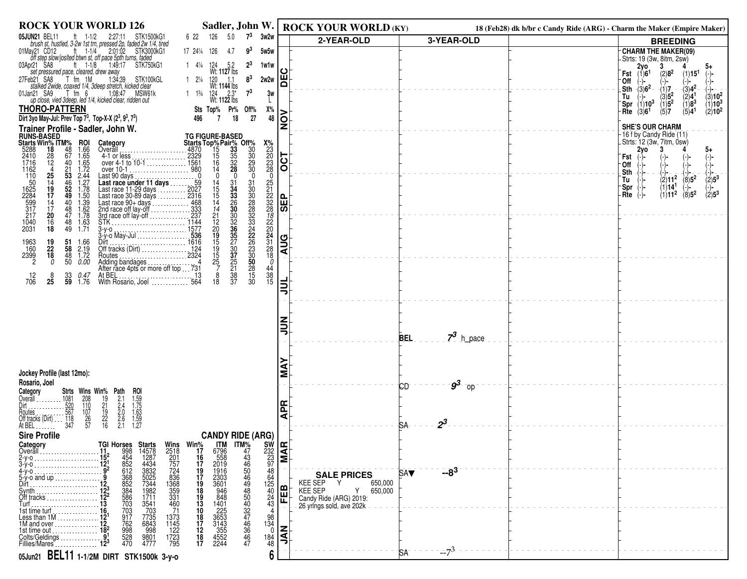# ROCK YOUR WORLD 126 — Sadler, John W.

| Date/Track | Cond | Dist | Time | Race | | | | | Fig | Trip |
|---|---|---|---|---|---|---|---|---|---|---|
| 05JUN21 BEL11 | ft | 1-1/2 | 2:27:11 | STK1500kG1 | 6 | 22 | 126 | 5.0 | 7[3] | 3w2w |
| *brush st, hustled, 3-2w 1st trn, pressed 2p, faded 2w 1/4, tired* | | | | | | | | | | |
| 01May21 CD12 | ft | 1-1/4 | 2:01:02 | STK3000kG1 | 17 | 24¼ | 126 | 4.7 | 9[3] | 5w5w |
| *off step slow/joslted btwn st, off pace 5th turns, faded* | | | | | | | | | | |
| 03Apr21 SA8 | ft | 1-1/8 | 1:49:17 | STK750kG1 | 1 | 4¼ | 124 Wt: 1127 lbs | 5.2 | 2[3] | 1w1w |
| *set pressured pace, cleared, drew away* | | | | | | | | | | |
| 27Feb21 SA8 | T fm | 1M | 1:34:39 | STK100kGL | 1 | 2¼ | 120 Wt: 1144 lbs | 1.1 | 8[3] | 2w2w |
| *stalked 2wide, coaxed 1/4, 3deep stretch, kicked clear* | | | | | | | | | | |
| 01Jan21 SA9 | T fm | 6 | 1:08:47 | MSW61k | 1 | 1¾ | 124 Wt: 1122 lbs | 2.3* | 7[3] | 3w L |
| *up close, vied 3deep, led 1/4, kicked clear, ridden out* | | | | | | | | | | |

## THORO-PATTERN

| | Sts | Top% | Pr% | Off% | X% |
|---|---|---|---|---|---|
| Dirt 3yo May-Jul: Prev Top 7[3], Top-X-X (2[3], 9[3], 7[3]) | 496 | 7 | 18 | 27 | 48 |

## Trainer Profile - Sadler, John W.

| RUNS-BASED Starts | Win% | ITM% | ROI | Category | TG FIGURE-BASED Starts | Top% | Pair% | Off% | X% |
|---|---|---|---|---|---|---|---|---|---|
| 5288 | 18 | 48 | 1.66 | Overall | 4870 | 15 | 33 | 30 | 23 |
| 2410 | 28 | 67 | 1.65 | 4-1 or less | 2329 | 15 | 35 | 30 | 20 |
| 1716 | 12 | 40 | 1.65 | over 4-1 to 10-1 | 1561 | 16 | 32 | 29 | 23 |
| 1162 | 4 | 21 | 1.72 | over 10-1 | 980 | 14 | 28 | 30 | 28 |
| 110 | 25 | 53 | 2.44 | Last 90 days | 0 | 0 | 0 | 0 | 0 |
| 50 | 14 | 46 | 1.27 | **Last race under 11 days** | 59 | 14 | 31 | 31 | 25 |
| 1625 | 19 | 52 | 1.78 | Last race 11-29 days | 2027 | 15 | 34 | 30 | 21 |
| 2284 | 17 | 49 | 1.50 | Last race 30-89 days | 2316 | 15 | 33 | 30 | 22 |
| 599 | 14 | 40 | 1.39 | Last race 90+ days | 468 | 14 | 26 | 28 | 32 |
| 317 | 17 | 48 | 1.62 | 2nd race off lay-off | 333 | 14 | 30 | 28 | 28 |
| 217 | 20 | 47 | 1.78 | 3rd race off lay-off | 237 | 21 | 30 | 32 | 18 |
| 1040 | 16 | 48 | 1.63 | STK | 1144 | 12 | 32 | 33 | 22 |
| 2031 | 18 | 49 | 1.71 | 3-y-o | 1577 | 20 | 36 | 24 | 20 |
| | | | | 3-y-o May-Jul | 536 | 19 | 35 | 22 | 24 |
| 1963 | 19 | 51 | 1.66 | Dirt | 1616 | 15 | 27 | 26 | 31 |
| 160 | 22 | 58 | 2.19 | Off tracks (Dirt) | 124 | 19 | 30 | 23 | 28 |
| 2399 | 18 | 48 | 1.72 | Routes | 2324 | 15 | 37 | 30 | 18 |
| 2 | 0 | 50 | 0.00 | Adding bandages | 4 | 25 | 25 | 50 | 0 |
| | | | | After race 4pts or more off top | 731 | 7 | 21 | 28 | 44 |
| 12 | 8 | 33 | 0.47 | At BEL | 13 | 8 | 38 | 15 | 38 |
| 706 | 25 | 59 | 1.76 | With Rosario, Joel | 564 | 18 | 37 | 30 | 15 |

## Jockey Profile (last 12mo):

**Rosario, Joel**

| Category | Strts | Wins | Win% | Path | ROI |
|---|---|---|---|---|---|
| Overall | 1081 | 208 | 19 | 2.1 | 1.59 |
| Dirt | 520 | 110 | 21 | 2.4 | 1.75 |
| Routes | 567 | 107 | 19 | 2.0 | 1.63 |
| Off tracks (Dirt) | 118 | 26 | 22 | 2.6 | 1.59 |
| At BEL | 347 | 57 | 16 | 2.1 | 1.27 |

## Sire Profile — CANDY RIDE (ARG)

| Category | TGI | Horses | Starts | Wins | Win% | ITM | ITM% | SW |
|---|---|---|---|---|---|---|---|---|
| Overall | 11 | 998 | 14578 | 2518 | 17 | 6796 | 47 | 232 |
| 2-y-o | 15[2] | 454 | 1287 | 201 | 16 | 558 | 43 | 23 |
| 3-y-o | 12[1] | 852 | 4434 | 757 | 17 | 2019 | 46 | 97 |
| 4-y-o | 9[2] | 612 | 3832 | 724 | 19 | 1916 | 50 | 48 |
| 5-y-o and up | 9 | 368 | 5025 | 836 | 17 | 2303 | 46 | 64 |
| Dirt | 12 | 852 | 7344 | 1368 | 19 | 3601 | 49 | 125 |
| Synth | 12[3] | 384 | 1982 | 359 | 18 | 946 | 48 | 40 |
| Off tracks | 12[2] | 586 | 1711 | 331 | 19 | 848 | 50 | 24 |
| Turf | 13 | 703 | 3541 | 460 | 13 | 1401 | 40 | 43 |
| 1st time turf | 16 | 703 | 703 | 71 | 10 | 225 | 32 | 4 |
| Less than 1M | 12[1] | 917 | 7735 | 1373 | 18 | 3653 | 47 | 98 |
| 1M and over | 12 | 762 | 6843 | 1145 | 17 | 3143 | 46 | 134 |
| 1st time out | 18[2] | 998 | 998 | 122 | 12 | 355 | 36 | 0 |
| Colts/Geldings | 9[1] | 528 | 9801 | 1723 | 18 | 4552 | 46 | 184 |
| Fillies/Mares | 12[3] | 470 | 4777 | 795 | 17 | 2244 | 47 | 48 |

**05Jun21 BEL11 1-1/2M DIRT STK1500k 3-y-o**

---

# ROCK YOUR WORLD (KY)

18 (Feb28) dk b/br c Candy Ride (ARG) - Charm the Maker (Empire Maker)

## 3-YEAR-OLD

| Month | Track | Figure |
|---|---|---|
| JUN | BEL | 7[3] h_pace |
| MAY | CD | 9[3] op |
| APR | SA | 2[3] |
| FEB | SA▼ | --8[3] |
| JAN | SA | --7[3] |

## SALE PRICES

| | | |
|---|---|---|
| KEE SEP | Y | 650,000 |
| KEE SEP | Y | 650,000 |

Candy Ride (ARG) 2019: 26 yrlngs sold, ave 202k

## BREEDING

**CHARM THE MAKER(09)**
Strts: 19 (3w, 8itm, 2sw)

| | 2yo | 3 | 4 | 5+ |
|---|---|---|---|---|
| Fst | (1)6[1] | (2)8[2] | (1)15[1] | (-)- |
| Off | (-)- | (-)- | (-)- | (-)- |
| Sth | (3)6[2] | (1)7 | (3)4[2] | (-)- |
| Tu | (-)- | (3)5[2] | (2)4[1] | (3)10[2] |
| Spr | (1)10[3] | (1)5[2] | (1)8[3] | (1)10[3] |
| Rte | (3)6[1] | (5)7 | (5)4[1] | (2)10[2] |

**SHE'S OUR CHARM**
16 f by Candy Ride (11)
Strts: 12 (3w, 7itm, 0sw)

| | 2yo | 3 | 4 | 5+ |
|---|---|---|---|---|
| Fst | (-)- | (-)- | (-)- | (-)- |
| Off | (-)- | (-)- | (-)- | (-)- |
| Sth | (-)- | (-)- | (-)- | (-)- |
| Tu | (-)- | (2)11[2] | (8)5[2] | (2)5[3] |
| Spr | (-)- | (1)14[1] | (-)- | (-)- |
| Rte | (-)- | (1)11[2] | (8)5[2] | (2)5[3] |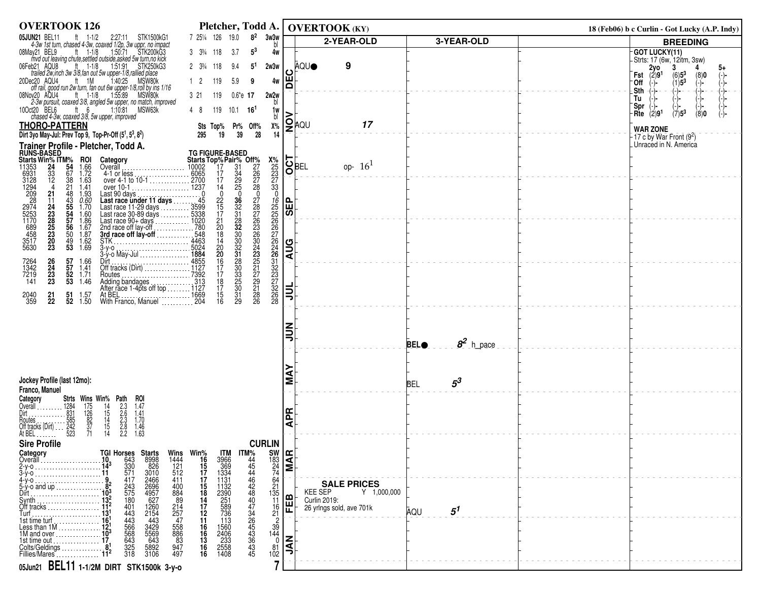## OVERTOOK 126 — Pletcher, Todd A.

| Date/Track | Surf | Dist | Time | Class | Post | Odds/Pos | Wt | Odds | TG | Path |
|---|---|---|---|---|---|---|---|---|---|---|
| 05JUN21 BEL11 | ft | 1-1/2 | 2:27:11 | STK1500kG1 | 7 | 25¼ | 126 | 19.0 | $8^2$ | 3w3w bl |
| *4-3w 1st turn, chased 4-3w, coaxed 1/2p, 3w uppr, no impact* | | | | | | | | | | |
| 08May21 BEL9 | ft | 1-1/8 | 1:50:71 | STK200kG3 | 3 | 3¾ | 118 | 3.7 | $5^3$ | 4w |
| *mvd out leaving chute,settled outside,asked 5w turn,no kick* | | | | | | | | | | |
| 06Feb21 AQU8 | ft | 1-1/8 | 1:51:91 | STK250kG3 | 2 | 3¾ | 118 | 9.4 | $5^1$ | 2w3w |
| *trailed 2w,inch 3w 3/8,fan out 5w upper-1/8,rallied place* | | | | | | | | | | |
| 20Dec20 AQU4 | ft | 1M | 1:40:25 | MSW80k | 1 | 2 | 119 | 5.9 | 9 | 4w |
| *off rail, good run 2w turn, fan out 6w upper-1/8,roll by ins 1/16* | | | | | | | | | | |
| 08Nov20 AQU4 | ft | 1-1/8 | 1:55:89 | MSW80k | 3 | 21 | 119 | 0.6*e | 17 | 2w2w bl |
| *2-3w pursuit, coaxed 3/8, angled 5w upper, no match, improved* | | | | | | | | | | |
| 10Oct20 BEL6 | ft | 6 | 1:10:81 | MSW63k | 4 | 8 | 119 | 10.1 | $16^1$ | 1w bl |
| *chased 4-3w, coaxed 3/8, 5w upper, improved* | | | | | | | | | | |

### THORO-PATTERN

| | Sts | Top% | Pr% | Off% | X% |
|---|---|---|---|---|---|
| Dirt 3yo May-Jul: Prev Top 9, Top-Pr-Off ($5^1$, $5^3$, $8^2$) | 295 | 19 | 39 | 28 | 14 |

### Trainer Profile - Pletcher, Todd A.

| Starts | Win% | ITM% | ROI | Category | TG Starts | Top% | Pair% | Off% | X% |
|---|---|---|---|---|---|---|---|---|---|
| 11353 | 24 | 54 | 1.66 | Overall | 10002 | 17 | 31 | 27 | 25 |
| 6931 | 33 | 67 | 1.72 | 4-1 or less | 6065 | 17 | 34 | 26 | 23 |
| 3128 | 12 | 38 | 1.63 | over 4-1 to 10-1 | 2700 | 17 | 29 | 27 | 27 |
| 1294 | 4 | 21 | 1.41 | over 10-1 | 1237 | 14 | 25 | 28 | 33 |
| 209 | 21 | 48 | 1.93 | Last 90 days | 0 | 0 | 0 | 0 | 0 |
| 28 | 11 | 43 | 0.60 | **Last race under 11 days** | 45 | 22 | 36 | 27 | 16 |
| 2974 | 24 | 55 | 1.70 | Last race 11-29 days | 3599 | 15 | 32 | 28 | 25 |
| 5253 | 23 | 54 | 1.60 | Last race 30-89 days | 5338 | 17 | 31 | 27 | 25 |
| 1170 | 28 | 57 | 1.86 | Last race 90+ days | 1020 | 21 | 28 | 26 | 26 |
| 689 | 25 | 56 | 1.67 | 2nd race off lay-off | 780 | 20 | 32 | 23 | 26 |
| 458 | 23 | 50 | 1.87 | **3rd race off lay-off** | 548 | 18 | 30 | 26 | 27 |
| 3517 | 20 | 49 | 1.62 | STK | 4463 | 14 | 30 | 30 | 26 |
| 5630 | 23 | 53 | 1.69 | 3-y-o | 5024 | 20 | 32 | 24 | 24 |
| | | | | 3-y-o May-Jul | 1884 | 20 | 31 | 23 | 26 |
| 7264 | 26 | 57 | 1.66 | Dirt | 4855 | 16 | 28 | 25 | 31 |
| 1342 | 24 | 57 | 1.41 | Off tracks (Dirt) | 1127 | 17 | 30 | 21 | 32 |
| 7219 | 23 | 52 | 1.71 | Routes | 7392 | 17 | 33 | 27 | 23 |
| 141 | 23 | 53 | 1.46 | Adding bandages | 313 | 18 | 25 | 29 | 27 |
| | | | | After race 1-4pts off top | 1127 | 17 | 30 | 21 | 32 |
| 2040 | 21 | 51 | 1.57 | At BEL | 1669 | 15 | 31 | 28 | 26 |
| 359 | 22 | 52 | 1.50 | With Franco, Manuel | 204 | 16 | 29 | 26 | 28 |

### Jockey Profile (last 12mo): Franco, Manuel

| Category | Strts | Wins | Win% | Path | ROI |
|---|---|---|---|---|---|
| Overall | 1284 | 175 | 14 | 2.3 | 1.47 |
| Dirt | 831 | 126 | 15 | 2.6 | 1.41 |
| Routes | 585 | 82 | 14 | 2.3 | 1.70 |
| Off tracks (Dirt) | 242 | 37 | 15 | 2.8 | 1.46 |
| At BEL | 523 | 71 | 14 | 2.2 | 1.63 |

### Sire Profile — CURLIN

| Category | TGI | Horses | Starts | Wins | Win% | ITM | ITM% | SW |
|---|---|---|---|---|---|---|---|---|
| Overall | 10 | 643 | 8998 | 1444 | 16 | 3966 | 44 | 183 |
| 2-y-o | $14^3$ | 330 | 826 | 121 | 15 | 369 | 45 | 24 |
| 3-y-o | 11 | 571 | 3010 | 512 | 17 | 1334 | 44 | 74 |
| 4-y-o | 9 | 417 | 2466 | 411 | 17 | 1131 | 46 | 64 |
| 5-y-o and up | $8^2$ | 243 | 2696 | 400 | 15 | 1132 | 42 | 21 |
| Dirt | $10^3$ | 575 | 4957 | 884 | 18 | 2390 | 48 | 135 |
| Synth | $13^2$ | 180 | 627 | 89 | 14 | 251 | 40 | 11 |
| Off tracks | $11^2$ | 401 | 1260 | 214 | 17 | 589 | 47 | 16 |
| Turf | $13^1$ | 443 | 2154 | 257 | 12 | 736 | 34 | 21 |
| 1st time turf | $16^1$ | 443 | 443 | 47 | 11 | 113 | 26 | 2 |
| Less than 1M | $12^1$ | 566 | 3429 | 558 | 16 | 1560 | 45 | 39 |
| 1M and over | $10^3$ | 568 | 5569 | 886 | 16 | 2406 | 43 | 144 |
| 1st time out | 17 | 643 | 643 | 83 | 13 | 233 | 36 | 0 |
| Colts/Geldings | $8^1$ | 325 | 5892 | 947 | 16 | 2558 | 43 | 81 |
| Fillies/Mares | $11^2$ | 318 | 3106 | 497 | 16 | 1408 | 45 | 102 |

**05Jun21 BEL11 1-1/2M DIRT STK1500k 3-y-o** — 7

## OVERTOOK (KY)

18 (Feb06) b c Curlin - Got Lucky (A.P. Indy)

| Month | 2-YEAR-OLD | 3-YEAR-OLD |
|---|---|---|
| DEC | AQU● 9 | |
| NOV | AQU 17 | |
| OCT | BEL op- $16^1$ | |
| SEP | | |
| AUG | | |
| JUL | | |
| JUN | | BEL● $8^2$ h_pace |
| MAY | | BEL $5^3$ |
| APR | | |
| MAR | | |
| FEB | | AQU $5^1$ |
| JAN | | |

**SALE PRICES**
KEE SEP Y 1,000,000
Curlin 2019:
26 yrlngs sold, ave 701k

### BREEDING

**GOT LUCKY(11)**
Strts: 17 (6w, 12itm, 3sw)

| | 2yo | 3 | 4 | 5+ |
|---|---|---|---|---|
| Fst | (2)$9^1$ | (6)$5^3$ | (8)0 | (-)- |
| Off | (-)- | (1)$5^3$ | (-)- | (-)- |
| Sth | (-)- | (-)- | (-)- | (-)- |
| Tu | (-)- | (-)- | (-)- | (-)- |
| Spr | (-)- | (-)- | (-)- | (-)- |
| Rte | (2)$9^1$ | (7)$5^3$ | (8)0 | (-)- |

**WAR ZONE**
17 c by War Front ($9^2$)
Unraced in N. America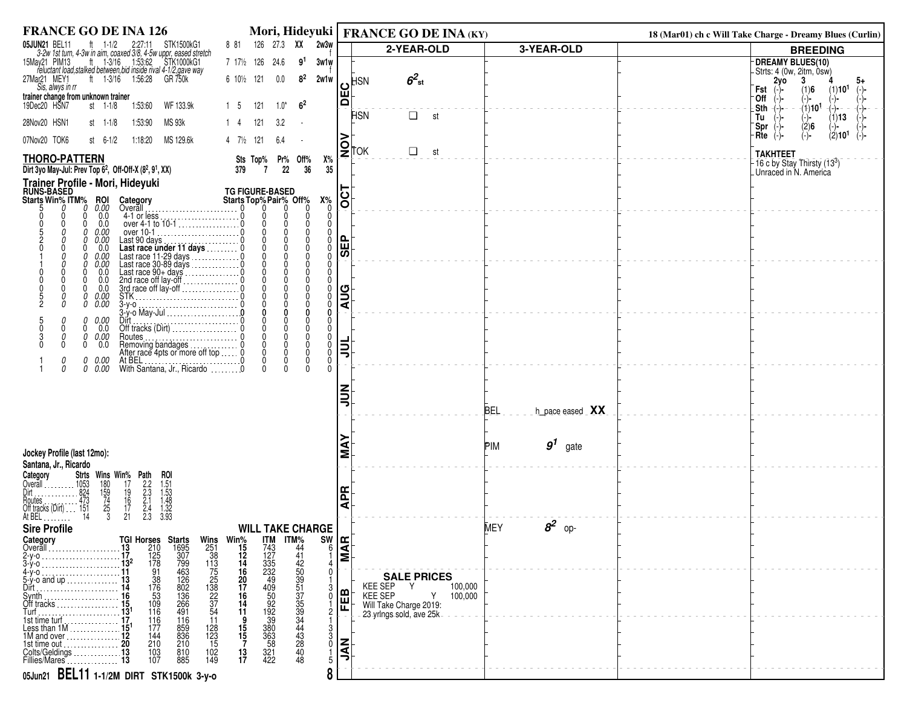# FRANCE GO DE INA 126 — Mori, Hideyuki

| | | | | | | | | | | | |
|---|---|---|---|---|---|---|---|---|---|---|---|
| 05JUN21 | BEL11 | ft | 1-1/2 | 2:27:11 | STK1500kG1 | 8 | 81 | 126 | 27.3 | XX | 2w3w |
| 3-2w 1st turn, 4-3w in aim, coaxed 3/8, 4-5w uppr, eased stretch | | | | | | | | | | | f |
| 15May21 | PIM13 | ft | 1-3/16 | 1:53:62 | STK1000kG1 | 7 | 17½ | 126 | 24.6 | 9[1] | 3w1w |
| reluctant load,stalked between,bid inside rival 4-1/2,gave way | | | | | | | | | | | f |
| 27Mar21 | MEY1 | ft | 1-3/16 | 1:56:28 | GR 750k | 6 | 10½ | 121 | 0.0 | 8[2] | 2w1w |
| Sis, alwys in rr | | | | | | | | | | | |
| trainer change from unknown trainer | | | | | | | | | | | |
| 19Dec20 | HSN7 | st | 1-1/8 | 1:53:60 | WF 133.9k | 1 | 5 | 121 | 1.0* | 6[2] | |
| 28Nov20 | HSN1 | st | 1-1/8 | 1:53:90 | MS 93k | 1 | 4 | 121 | 3.2 | - | |
| 07Nov20 | TOK6 | st | 6-1/2 | 1:18:20 | MS 129.6k | 4 | 7½ | 121 | 6.4 | - | |

## THORO-PATTERN

| | Sts | Top% | Pr% | Off% | X% |
|---|---|---|---|---|---|
| Dirt 3yo May-Jul: Prev Top 6[2], Off-Off-X (8[2], 9[1], XX) | 379 | 7 | 22 | 36 | 35 |

## Trainer Profile - Mori, Hideyuki

| RUNS-BASED Starts | Win% | ITM% | ROI | Category | TG FIGURE-BASED Starts | Top% | Pair% | Off% | X% |
|---|---|---|---|---|---|---|---|---|---|
| 5 | 0 | 0 | 0.00 | Overall | 0 | 0 | 0 | 0 | 0 |
| 0 | 0 | 0 | 0.0 | 4-1 or less | 0 | 0 | 0 | 0 | 0 |
| 0 | 0 | 0 | 0.0 | over 4-1 to 10-1 | 0 | 0 | 0 | 0 | 0 |
| 5 | 0 | 0 | 0.00 | over 10-1 | 0 | 0 | 0 | 0 | 0 |
| 2 | 0 | 0 | 0.00 | Last 90 days | 0 | 0 | 0 | 0 | 0 |
| 0 | 0 | 0 | 0.0 | **Last race under 11 days** | 0 | 0 | 0 | 0 | 0 |
| 1 | 0 | 0 | 0.00 | Last race 11-29 days | 0 | 0 | 0 | 0 | 0 |
| 1 | 0 | 0 | 0.00 | Last race 30-89 days | 0 | 0 | 0 | 0 | 0 |
| 0 | 0 | 0 | 0.0 | Last race 90+ days | 0 | 0 | 0 | 0 | 0 |
| 0 | 0 | 0 | 0.0 | 2nd race off lay-off | 0 | 0 | 0 | 0 | 0 |
| 0 | 0 | 0 | 0.0 | 3rd race off lay-off | 0 | 0 | 0 | 0 | 0 |
| 5 | 0 | 0 | 0.00 | STK | 0 | 0 | 0 | 0 | 0 |
| 2 | 0 | 0 | 0.00 | 3-y-o | 0 | 0 | 0 | 0 | 0 |
| | | | | 3-y-o May-Jul | 0 | 0 | 0 | 0 | 0 |
| 5 | 0 | 0 | 0.00 | Dirt | 0 | 0 | 0 | 0 | 0 |
| 0 | 0 | 0 | 0.0 | Off tracks (Dirt) | 0 | 0 | 0 | 0 | 0 |
| 3 | 0 | 0 | 0.00 | Routes | 0 | 0 | 0 | 0 | 0 |
| 0 | 0 | 0 | 0.0 | Removing bandages | 0 | 0 | 0 | 0 | 0 |
| | | | | After race 4pts or more off top | 0 | 0 | 0 | 0 | 0 |
| 1 | 0 | 0 | 0.00 | At BEL | 0 | 0 | 0 | 0 | 0 |
| 1 | 0 | 0 | 0.00 | With Santana, Jr., Ricardo | 0 | 0 | 0 | 0 | 0 |

## Jockey Profile (last 12mo):

Santana, Jr., Ricardo

| Category | Strts | Wins | Win% | Path | ROI |
|---|---|---|---|---|---|
| Overall | 1053 | 180 | 17 | 2.2 | 1.51 |
| Dirt | 824 | 159 | 19 | 2.3 | 1.53 |
| Routes | 473 | 74 | 16 | 2.1 | 1.48 |
| Off tracks (Dirt) | 151 | 25 | 17 | 2.4 | 1.32 |
| At BEL | 14 | 3 | 21 | 2.3 | 3.93 |

## Sire Profile — WILL TAKE CHARGE

| Category | TGI | Horses | Starts | Wins | Win% | ITM | ITM% | SW |
|---|---|---|---|---|---|---|---|---|
| Overall | 13 | 210 | 1695 | 251 | 15 | 743 | 44 | 6 |
| 2-y-o | 17 | 125 | 307 | 38 | 12 | 127 | 41 | 1 |
| 3-y-o | 13[2] | 178 | 799 | 113 | 14 | 335 | 42 | 4 |
| 4-y-o | 11 | 91 | 463 | 75 | 16 | 232 | 50 | 0 |
| 5-y-o and up | 13 | 38 | 126 | 25 | 20 | 49 | 39 | 1 |
| Dirt | 14 | 176 | 802 | 138 | 17 | 409 | 51 | 3 |
| Synth | 16 | 53 | 136 | 22 | 16 | 50 | 37 | 0 |
| Off tracks | 15 | 109 | 266 | 37 | 14 | 92 | 35 | 1 |
| Turf | 13[1] | 116 | 491 | 54 | 11 | 192 | 39 | 2 |
| 1st time turf | 17 | 116 | 116 | 11 | 9 | 39 | 34 | 1 |
| Less than 1M | 15[1] | 177 | 859 | 128 | 15 | 380 | 44 | 3 |
| 1M and over | 12 | 144 | 836 | 123 | 15 | 363 | 43 | 3 |
| 1st time out | 20 | 210 | 210 | 15 | 7 | 58 | 28 | 0 |
| Colts/Geldings | 13 | 103 | 810 | 102 | 13 | 321 | 40 | 1 |
| Fillies/Mares | 13 | 107 | 885 | 149 | 17 | 422 | 48 | 5 |

**05Jun21 BEL11 1-1/2M DIRT STK1500k 3-y-o** — 8

# FRANCE GO DE INA (KY)

18 (Mar01) ch c Will Take Charge - Dreamy Blues (Curlin)

| Month | 2-YEAR-OLD | 3-YEAR-OLD |
|---|---|---|
| DEC | HSN $6^2$ st | |
| NOV | HSN ❑ st; TOK ❑ st | |
| OCT | | |
| SEP | | |
| AUG | | |
| JUL | | |
| JUN | | BEL h_pace eased **XX** |
| MAY | | PIM $9^1$ gate |
| APR | | |
| MAR | | MEY $8^2$ op- |
| FEB | SALE PRICES: KEE SEP Y 100,000; KEE SEP Y 100,000; Will Take Charge 2019: 23 yrlngs sold, ave 25k | |
| JAN | | |

## BREEDING

**DREAMY BLUES(10)**
Strts: 4 (0w, 2itm, 0sw)

| | 2yo | 3 | 4 | 5+ |
|---|---|---|---|---|
| Fst | (-)- | (1)6 | (1)10[1] | (-)- |
| Off | (-)- | (-)- | (-)- | (-)- |
| Sth | (-)- | (1)10[1] | (-)- | (-)- |
| Tu | (-)- | (-)- | (1)13 | (-)- |
| Spr | (-)- | (2)6 | (-)- | (-)- |
| Rte | (-)- | (-)- | (2)10[1] | (-)- |

**TAKHTEET**
16 c by Stay Thirsty (13[3])
Unraced in N. America